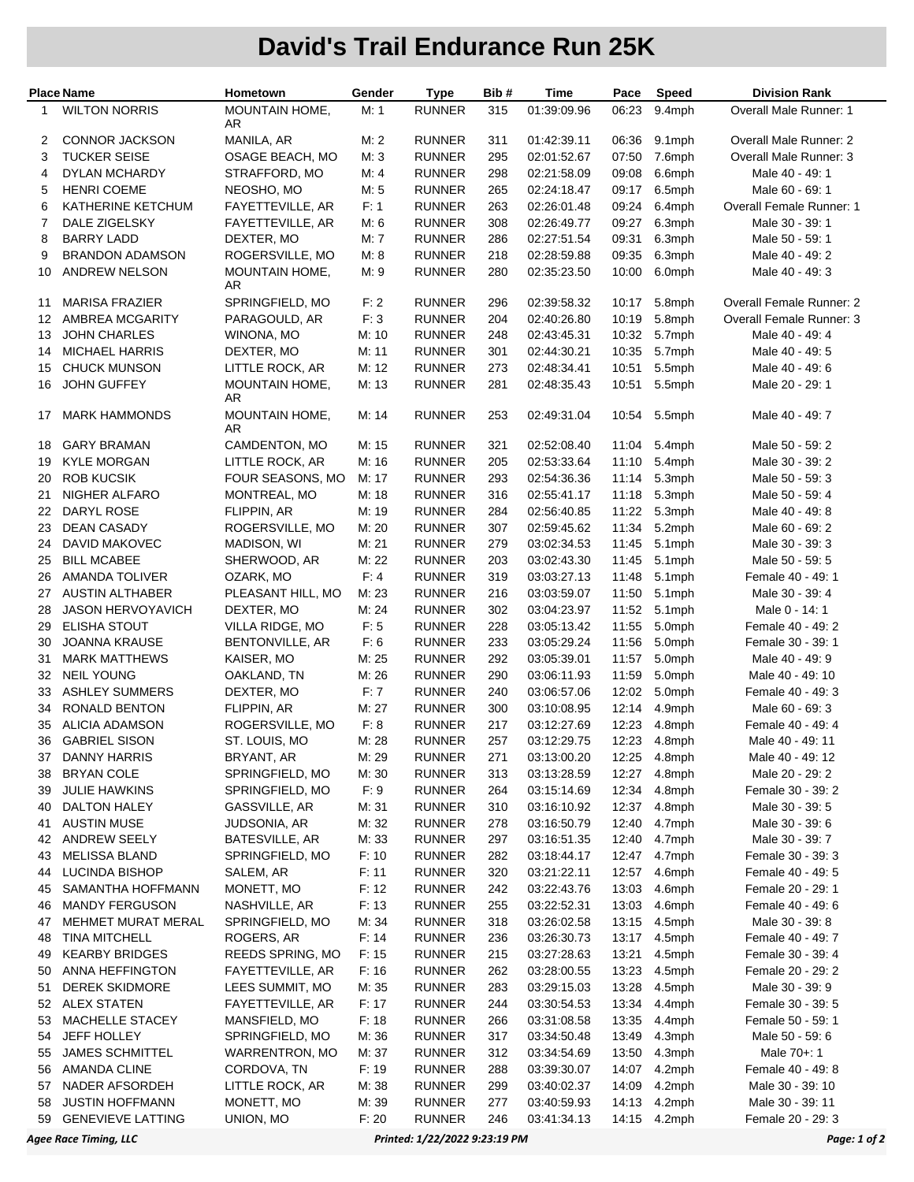# David's Trail Endurance Run 25K

| Place | Name | Hometown | Gender | Type | Bib # | Time | Pace | Speed | Division Rank |
|---|---|---|---|---|---|---|---|---|---|
| 1 | WILTON NORRIS | MOUNTAIN HOME, AR | M: 1 | RUNNER | 315 | 01:39:09.96 | 06:23 | 9.4mph | Overall Male Runner: 1 |
| 2 | CONNOR JACKSON | MANILA, AR | M: 2 | RUNNER | 311 | 01:42:39.11 | 06:36 | 9.1mph | Overall Male Runner: 2 |
| 3 | TUCKER SEISE | OSAGE BEACH, MO | M: 3 | RUNNER | 295 | 02:01:52.67 | 07:50 | 7.6mph | Overall Male Runner: 3 |
| 4 | DYLAN MCHARDY | STRAFFORD, MO | M: 4 | RUNNER | 298 | 02:21:58.09 | 09:08 | 6.6mph | Male 40 - 49: 1 |
| 5 | HENRI COEME | NEOSHO, MO | M: 5 | RUNNER | 265 | 02:24:18.47 | 09:17 | 6.5mph | Male 60 - 69: 1 |
| 6 | KATHERINE KETCHUM | FAYETTEVILLE, AR | F: 1 | RUNNER | 263 | 02:26:01.48 | 09:24 | 6.4mph | Overall Female Runner: 1 |
| 7 | DALE ZIGELSKY | FAYETTEVILLE, AR | M: 6 | RUNNER | 308 | 02:26:49.77 | 09:27 | 6.3mph | Male 30 - 39: 1 |
| 8 | BARRY LADD | DEXTER, MO | M: 7 | RUNNER | 286 | 02:27:51.54 | 09:31 | 6.3mph | Male 50 - 59: 1 |
| 9 | BRANDON ADAMSON | ROGERSVILLE, MO | M: 8 | RUNNER | 218 | 02:28:59.88 | 09:35 | 6.3mph | Male 40 - 49: 2 |
| 10 | ANDREW NELSON | MOUNTAIN HOME, AR | M: 9 | RUNNER | 280 | 02:35:23.50 | 10:00 | 6.0mph | Male 40 - 49: 3 |
| 11 | MARISA FRAZIER | SPRINGFIELD, MO | F: 2 | RUNNER | 296 | 02:39:58.32 | 10:17 | 5.8mph | Overall Female Runner: 2 |
| 12 | AMBREA MCGARITY | PARAGOULD, AR | F: 3 | RUNNER | 204 | 02:40:26.80 | 10:19 | 5.8mph | Overall Female Runner: 3 |
| 13 | JOHN CHARLES | WINONA, MO | M: 10 | RUNNER | 248 | 02:43:45.31 | 10:32 | 5.7mph | Male 40 - 49: 4 |
| 14 | MICHAEL HARRIS | DEXTER, MO | M: 11 | RUNNER | 301 | 02:44:30.21 | 10:35 | 5.7mph | Male 40 - 49: 5 |
| 15 | CHUCK MUNSON | LITTLE ROCK, AR | M: 12 | RUNNER | 273 | 02:48:34.41 | 10:51 | 5.5mph | Male 40 - 49: 6 |
| 16 | JOHN GUFFEY | MOUNTAIN HOME, AR | M: 13 | RUNNER | 281 | 02:48:35.43 | 10:51 | 5.5mph | Male 20 - 29: 1 |
| 17 | MARK HAMMONDS | MOUNTAIN HOME, AR | M: 14 | RUNNER | 253 | 02:49:31.04 | 10:54 | 5.5mph | Male 40 - 49: 7 |
| 18 | GARY BRAMAN | CAMDENTON, MO | M: 15 | RUNNER | 321 | 02:52:08.40 | 11:04 | 5.4mph | Male 50 - 59: 2 |
| 19 | KYLE MORGAN | LITTLE ROCK, AR | M: 16 | RUNNER | 205 | 02:53:33.64 | 11:10 | 5.4mph | Male 30 - 39: 2 |
| 20 | ROB KUCSIK | FOUR SEASONS, MO | M: 17 | RUNNER | 293 | 02:54:36.36 | 11:14 | 5.3mph | Male 50 - 59: 3 |
| 21 | NIGHER ALFARO | MONTREAL, MO | M: 18 | RUNNER | 316 | 02:55:41.17 | 11:18 | 5.3mph | Male 50 - 59: 4 |
| 22 | DARYL ROSE | FLIPPIN, AR | M: 19 | RUNNER | 284 | 02:56:40.85 | 11:22 | 5.3mph | Male 40 - 49: 8 |
| 23 | DEAN CASADY | ROGERSVILLE, MO | M: 20 | RUNNER | 307 | 02:59:45.62 | 11:34 | 5.2mph | Male 60 - 69: 2 |
| 24 | DAVID MAKOVEC | MADISON, WI | M: 21 | RUNNER | 279 | 03:02:34.53 | 11:45 | 5.1mph | Male 30 - 39: 3 |
| 25 | BILL MCABEE | SHERWOOD, AR | M: 22 | RUNNER | 203 | 03:02:43.30 | 11:45 | 5.1mph | Male 50 - 59: 5 |
| 26 | AMANDA TOLIVER | OZARK, MO | F: 4 | RUNNER | 319 | 03:03:27.13 | 11:48 | 5.1mph | Female 40 - 49: 1 |
| 27 | AUSTIN ALTHABER | PLEASANT HILL, MO | M: 23 | RUNNER | 216 | 03:03:59.07 | 11:50 | 5.1mph | Male 30 - 39: 4 |
| 28 | JASON HERVOYAVICH | DEXTER, MO | M: 24 | RUNNER | 302 | 03:04:23.97 | 11:52 | 5.1mph | Male 0 - 14: 1 |
| 29 | ELISHA STOUT | VILLA RIDGE, MO | F: 5 | RUNNER | 228 | 03:05:13.42 | 11:55 | 5.0mph | Female 40 - 49: 2 |
| 30 | JOANNA KRAUSE | BENTONVILLE, AR | F: 6 | RUNNER | 233 | 03:05:29.24 | 11:56 | 5.0mph | Female 30 - 39: 1 |
| 31 | MARK MATTHEWS | KAISER, MO | M: 25 | RUNNER | 292 | 03:05:39.01 | 11:57 | 5.0mph | Male 40 - 49: 9 |
| 32 | NEIL YOUNG | OAKLAND, TN | M: 26 | RUNNER | 290 | 03:06:11.93 | 11:59 | 5.0mph | Male 40 - 49: 10 |
| 33 | ASHLEY SUMMERS | DEXTER, MO | F: 7 | RUNNER | 240 | 03:06:57.06 | 12:02 | 5.0mph | Female 40 - 49: 3 |
| 34 | RONALD BENTON | FLIPPIN, AR | M: 27 | RUNNER | 300 | 03:10:08.95 | 12:14 | 4.9mph | Male 60 - 69: 3 |
| 35 | ALICIA ADAMSON | ROGERSVILLE, MO | F: 8 | RUNNER | 217 | 03:12:27.69 | 12:23 | 4.8mph | Female 40 - 49: 4 |
| 36 | GABRIEL SISON | ST. LOUIS, MO | M: 28 | RUNNER | 257 | 03:12:29.75 | 12:23 | 4.8mph | Male 40 - 49: 11 |
| 37 | DANNY HARRIS | BRYANT, AR | M: 29 | RUNNER | 271 | 03:13:00.20 | 12:25 | 4.8mph | Male 40 - 49: 12 |
| 38 | BRYAN COLE | SPRINGFIELD, MO | M: 30 | RUNNER | 313 | 03:13:28.59 | 12:27 | 4.8mph | Male 20 - 29: 2 |
| 39 | JULIE HAWKINS | SPRINGFIELD, MO | F: 9 | RUNNER | 264 | 03:15:14.69 | 12:34 | 4.8mph | Female 30 - 39: 2 |
| 40 | DALTON HALEY | GASSVILLE, AR | M: 31 | RUNNER | 310 | 03:16:10.92 | 12:37 | 4.8mph | Male 30 - 39: 5 |
| 41 | AUSTIN MUSE | JUDSONIA, AR | M: 32 | RUNNER | 278 | 03:16:50.79 | 12:40 | 4.7mph | Male 30 - 39: 6 |
| 42 | ANDREW SEELY | BATESVILLE, AR | M: 33 | RUNNER | 297 | 03:16:51.35 | 12:40 | 4.7mph | Male 30 - 39: 7 |
| 43 | MELISSA BLAND | SPRINGFIELD, MO | F: 10 | RUNNER | 282 | 03:18:44.17 | 12:47 | 4.7mph | Female 30 - 39: 3 |
| 44 | LUCINDA BISHOP | SALEM, AR | F: 11 | RUNNER | 320 | 03:21:22.11 | 12:57 | 4.6mph | Female 40 - 49: 5 |
| 45 | SAMANTHA HOFFMANN | MONETT, MO | F: 12 | RUNNER | 242 | 03:22:43.76 | 13:03 | 4.6mph | Female 20 - 29: 1 |
| 46 | MANDY FERGUSON | NASHVILLE, AR | F: 13 | RUNNER | 255 | 03:22:52.31 | 13:03 | 4.6mph | Female 40 - 49: 6 |
| 47 | MEHMET MURAT MERAL | SPRINGFIELD, MO | M: 34 | RUNNER | 318 | 03:26:02.58 | 13:15 | 4.5mph | Male 30 - 39: 8 |
| 48 | TINA MITCHELL | ROGERS, AR | F: 14 | RUNNER | 236 | 03:26:30.73 | 13:17 | 4.5mph | Female 40 - 49: 7 |
| 49 | KEARBY BRIDGES | REEDS SPRING, MO | F: 15 | RUNNER | 215 | 03:27:28.63 | 13:21 | 4.5mph | Female 30 - 39: 4 |
| 50 | ANNA HEFFINGTON | FAYETTEVILLE, AR | F: 16 | RUNNER | 262 | 03:28:00.55 | 13:23 | 4.5mph | Female 20 - 29: 2 |
| 51 | DEREK SKIDMORE | LEES SUMMIT, MO | M: 35 | RUNNER | 283 | 03:29:15.03 | 13:28 | 4.5mph | Male 30 - 39: 9 |
| 52 | ALEX STATEN | FAYETTEVILLE, AR | F: 17 | RUNNER | 244 | 03:30:54.53 | 13:34 | 4.4mph | Female 30 - 39: 5 |
| 53 | MACHELLE STACEY | MANSFIELD, MO | F: 18 | RUNNER | 266 | 03:31:08.58 | 13:35 | 4.4mph | Female 50 - 59: 1 |
| 54 | JEFF HOLLEY | SPRINGFIELD, MO | M: 36 | RUNNER | 317 | 03:34:50.48 | 13:49 | 4.3mph | Male 50 - 59: 6 |
| 55 | JAMES SCHMITTEL | WARRENTRON, MO | M: 37 | RUNNER | 312 | 03:34:54.69 | 13:50 | 4.3mph | Male 70+: 1 |
| 56 | AMANDA CLINE | CORDOVA, TN | F: 19 | RUNNER | 288 | 03:39:30.07 | 14:07 | 4.2mph | Female 40 - 49: 8 |
| 57 | NADER AFSORDEH | LITTLE ROCK, AR | M: 38 | RUNNER | 299 | 03:40:02.37 | 14:09 | 4.2mph | Male 30 - 39: 10 |
| 58 | JUSTIN HOFFMANN | MONETT, MO | M: 39 | RUNNER | 277 | 03:40:59.93 | 14:13 | 4.2mph | Male 30 - 39: 11 |
| 59 | GENEVIEVE LATTING | UNION, MO | F: 20 | RUNNER | 246 | 03:41:34.13 | 14:15 | 4.2mph | Female 20 - 29: 3 |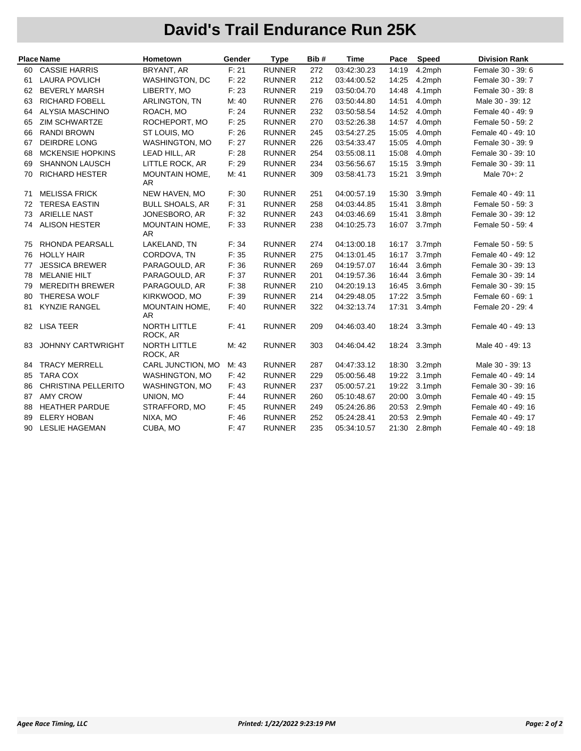# David's Trail Endurance Run 25K

| Place | Name | Hometown | Gender | Type | Bib # | Time | Pace | Speed | Division Rank |
|---|---|---|---|---|---|---|---|---|---|
| 60 | CASSIE HARRIS | BRYANT, AR | F: 21 | RUNNER | 272 | 03:42:30.23 | 14:19 | 4.2mph | Female 30 - 39: 6 |
| 61 | LAURA POVLICH | WASHINGTON, DC | F: 22 | RUNNER | 212 | 03:44:00.52 | 14:25 | 4.2mph | Female 30 - 39: 7 |
| 62 | BEVERLY MARSH | LIBERTY, MO | F: 23 | RUNNER | 219 | 03:50:04.70 | 14:48 | 4.1mph | Female 30 - 39: 8 |
| 63 | RICHARD FOBELL | ARLINGTON, TN | M: 40 | RUNNER | 276 | 03:50:44.80 | 14:51 | 4.0mph | Male 30 - 39: 12 |
| 64 | ALYSIA MASCHINO | ROACH, MO | F: 24 | RUNNER | 232 | 03:50:58.54 | 14:52 | 4.0mph | Female 40 - 49: 9 |
| 65 | ZIM SCHWARTZE | ROCHEPORT, MO | F: 25 | RUNNER | 270 | 03:52:26.38 | 14:57 | 4.0mph | Female 50 - 59: 2 |
| 66 | RANDI BROWN | ST LOUIS, MO | F: 26 | RUNNER | 245 | 03:54:27.25 | 15:05 | 4.0mph | Female 40 - 49: 10 |
| 67 | DEIRDRE LONG | WASHINGTON, MO | F: 27 | RUNNER | 226 | 03:54:33.47 | 15:05 | 4.0mph | Female 30 - 39: 9 |
| 68 | MCKENSIE HOPKINS | LEAD HILL, AR | F: 28 | RUNNER | 254 | 03:55:08.11 | 15:08 | 4.0mph | Female 30 - 39: 10 |
| 69 | SHANNON LAUSCH | LITTLE ROCK, AR | F: 29 | RUNNER | 234 | 03:56:56.67 | 15:15 | 3.9mph | Female 30 - 39: 11 |
| 70 | RICHARD HESTER | MOUNTAIN HOME, AR | M: 41 | RUNNER | 309 | 03:58:41.73 | 15:21 | 3.9mph | Male 70+: 2 |
| 71 | MELISSA FRICK | NEW HAVEN, MO | F: 30 | RUNNER | 251 | 04:00:57.19 | 15:30 | 3.9mph | Female 40 - 49: 11 |
| 72 | TERESA EASTIN | BULL SHOALS, AR | F: 31 | RUNNER | 258 | 04:03:44.85 | 15:41 | 3.8mph | Female 50 - 59: 3 |
| 73 | ARIELLE NAST | JONESBORO, AR | F: 32 | RUNNER | 243 | 04:03:46.69 | 15:41 | 3.8mph | Female 30 - 39: 12 |
| 74 | ALISON HESTER | MOUNTAIN HOME, AR | F: 33 | RUNNER | 238 | 04:10:25.73 | 16:07 | 3.7mph | Female 50 - 59: 4 |
| 75 | RHONDA PEARSALL | LAKELAND, TN | F: 34 | RUNNER | 274 | 04:13:00.18 | 16:17 | 3.7mph | Female 50 - 59: 5 |
| 76 | HOLLY HAIR | CORDOVA, TN | F: 35 | RUNNER | 275 | 04:13:01.45 | 16:17 | 3.7mph | Female 40 - 49: 12 |
| 77 | JESSICA BREWER | PARAGOULD, AR | F: 36 | RUNNER | 269 | 04:19:57.07 | 16:44 | 3.6mph | Female 30 - 39: 13 |
| 78 | MELANIE HILT | PARAGOULD, AR | F: 37 | RUNNER | 201 | 04:19:57.36 | 16:44 | 3.6mph | Female 30 - 39: 14 |
| 79 | MEREDITH BREWER | PARAGOULD, AR | F: 38 | RUNNER | 210 | 04:20:19.13 | 16:45 | 3.6mph | Female 30 - 39: 15 |
| 80 | THERESA WOLF | KIRKWOOD, MO | F: 39 | RUNNER | 214 | 04:29:48.05 | 17:22 | 3.5mph | Female 60 - 69: 1 |
| 81 | KYNZIE RANGEL | MOUNTAIN HOME, AR | F: 40 | RUNNER | 322 | 04:32:13.74 | 17:31 | 3.4mph | Female 20 - 29: 4 |
| 82 | LISA TEER | NORTH LITTLE ROCK, AR | F: 41 | RUNNER | 209 | 04:46:03.40 | 18:24 | 3.3mph | Female 40 - 49: 13 |
| 83 | JOHNNY CARTWRIGHT | NORTH LITTLE ROCK, AR | M: 42 | RUNNER | 303 | 04:46:04.42 | 18:24 | 3.3mph | Male 40 - 49: 13 |
| 84 | TRACY MERRELL | CARL JUNCTION, MO | M: 43 | RUNNER | 287 | 04:47:33.12 | 18:30 | 3.2mph | Male 30 - 39: 13 |
| 85 | TARA COX | WASHINGTON, MO | F: 42 | RUNNER | 229 | 05:00:56.48 | 19:22 | 3.1mph | Female 40 - 49: 14 |
| 86 | CHRISTINA PELLERITO | WASHINGTON, MO | F: 43 | RUNNER | 237 | 05:00:57.21 | 19:22 | 3.1mph | Female 30 - 39: 16 |
| 87 | AMY CROW | UNION, MO | F: 44 | RUNNER | 260 | 05:10:48.67 | 20:00 | 3.0mph | Female 40 - 49: 15 |
| 88 | HEATHER PARDUE | STRAFFORD, MO | F: 45 | RUNNER | 249 | 05:24:26.86 | 20:53 | 2.9mph | Female 40 - 49: 16 |
| 89 | ELERY HOBAN | NIXA, MO | F: 46 | RUNNER | 252 | 05:24:28.41 | 20:53 | 2.9mph | Female 40 - 49: 17 |
| 90 | LESLIE HAGEMAN | CUBA, MO | F: 47 | RUNNER | 235 | 05:34:10.57 | 21:30 | 2.8mph | Female 40 - 49: 18 |

*Agee Race Timing, LLC* *Printed: 1/22/2022 9:23:19 PM*